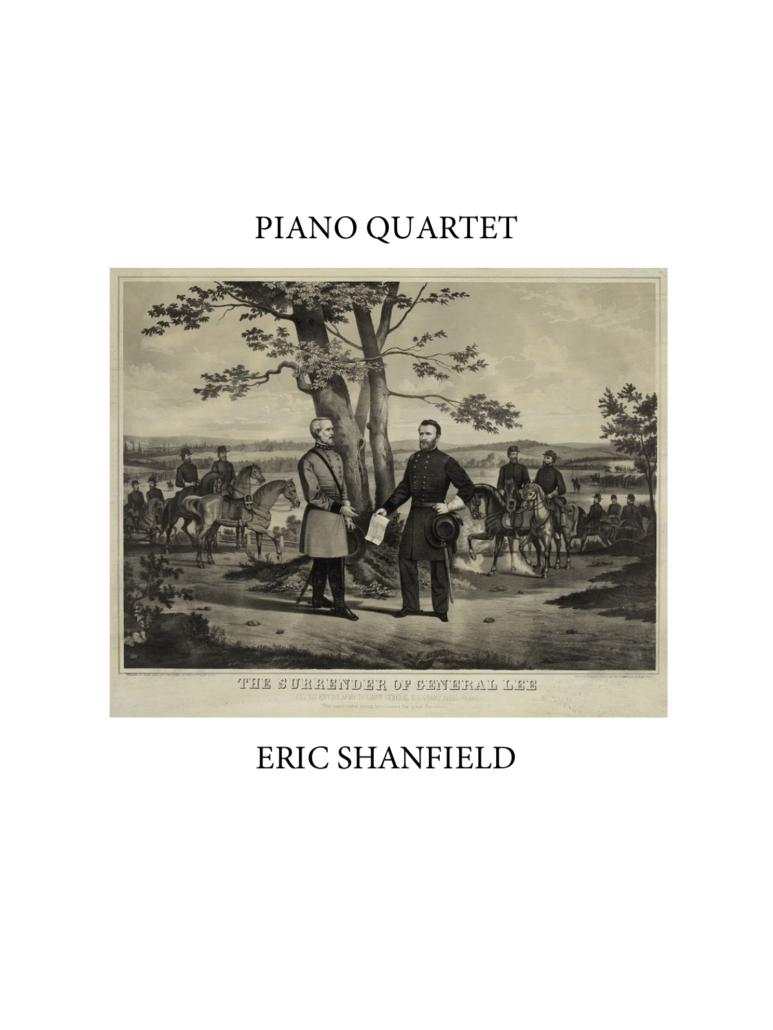# PIANO QUARTET

# ERIC SHANFIELD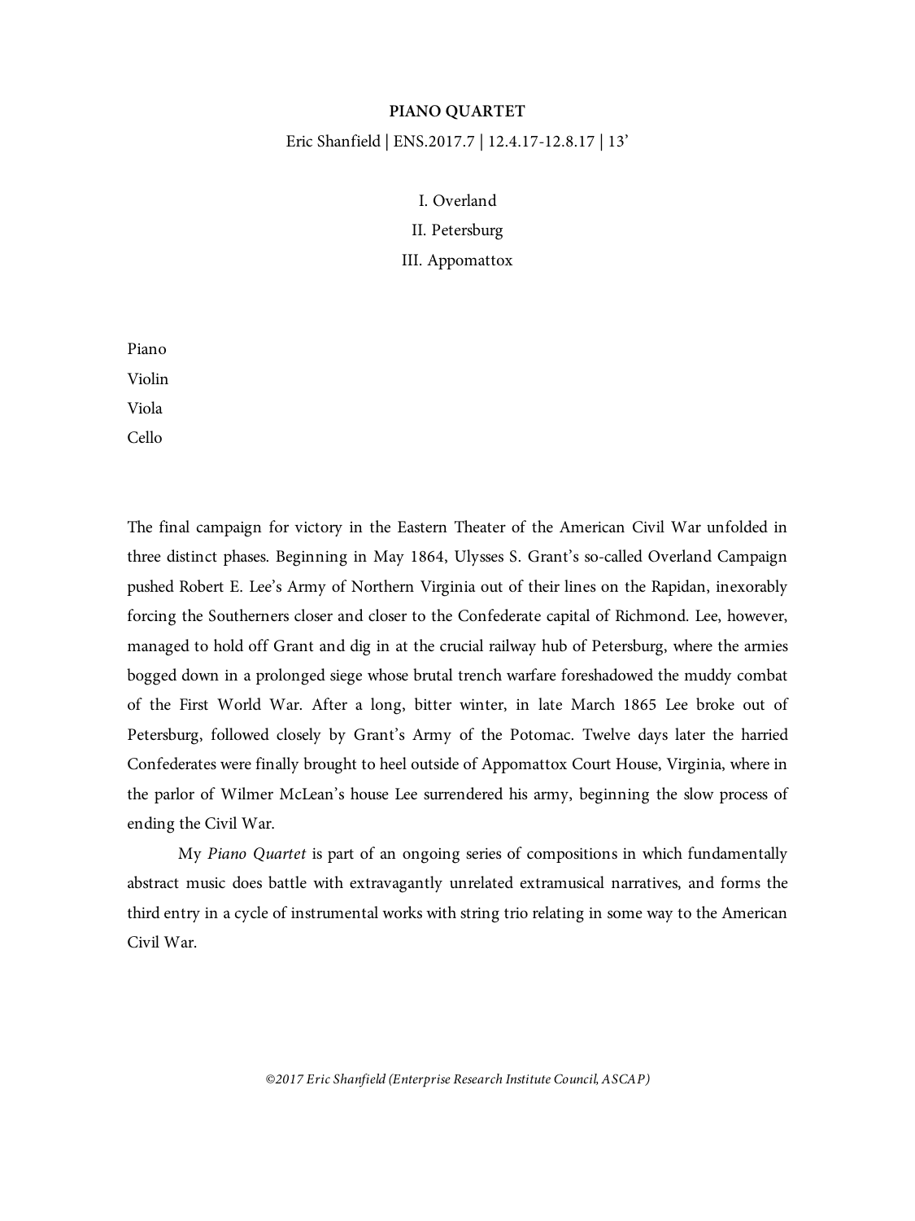**PIANO QUARTET**

Eric Shanfield | ENS.2017.7 | 12.4.17-12.8.17 | 13'

I. Overland

II. Petersburg

III. Appomattox

Piano

Violin

Viola

Cello

The final campaign for victory in the Eastern Theater of the American Civil War unfolded in three distinct phases. Beginning in May 1864, Ulysses S. Grant's so-called Overland Campaign pushed Robert E. Lee's Army of Northern Virginia out of their lines on the Rapidan, inexorably forcing the Southerners closer and closer to the Confederate capital of Richmond. Lee, however, managed to hold off Grant and dig in at the crucial railway hub of Petersburg, where the armies bogged down in a prolonged siege whose brutal trench warfare foreshadowed the muddy combat of the First World War. After a long, bitter winter, in late March 1865 Lee broke out of Petersburg, followed closely by Grant's Army of the Potomac. Twelve days later the harried Confederates were finally brought to heel outside of Appomattox Court House, Virginia, where in the parlor of Wilmer McLean's house Lee surrendered his army, beginning the slow process of ending the Civil War.

My *Piano Quartet* is part of an ongoing series of compositions in which fundamentally abstract music does battle with extravagantly unrelated extramusical narratives, and forms the third entry in a cycle of instrumental works with string trio relating in some way to the American Civil War.

*©2017 Eric Shanfield (Enterprise Research Institute Council, ASCAP)*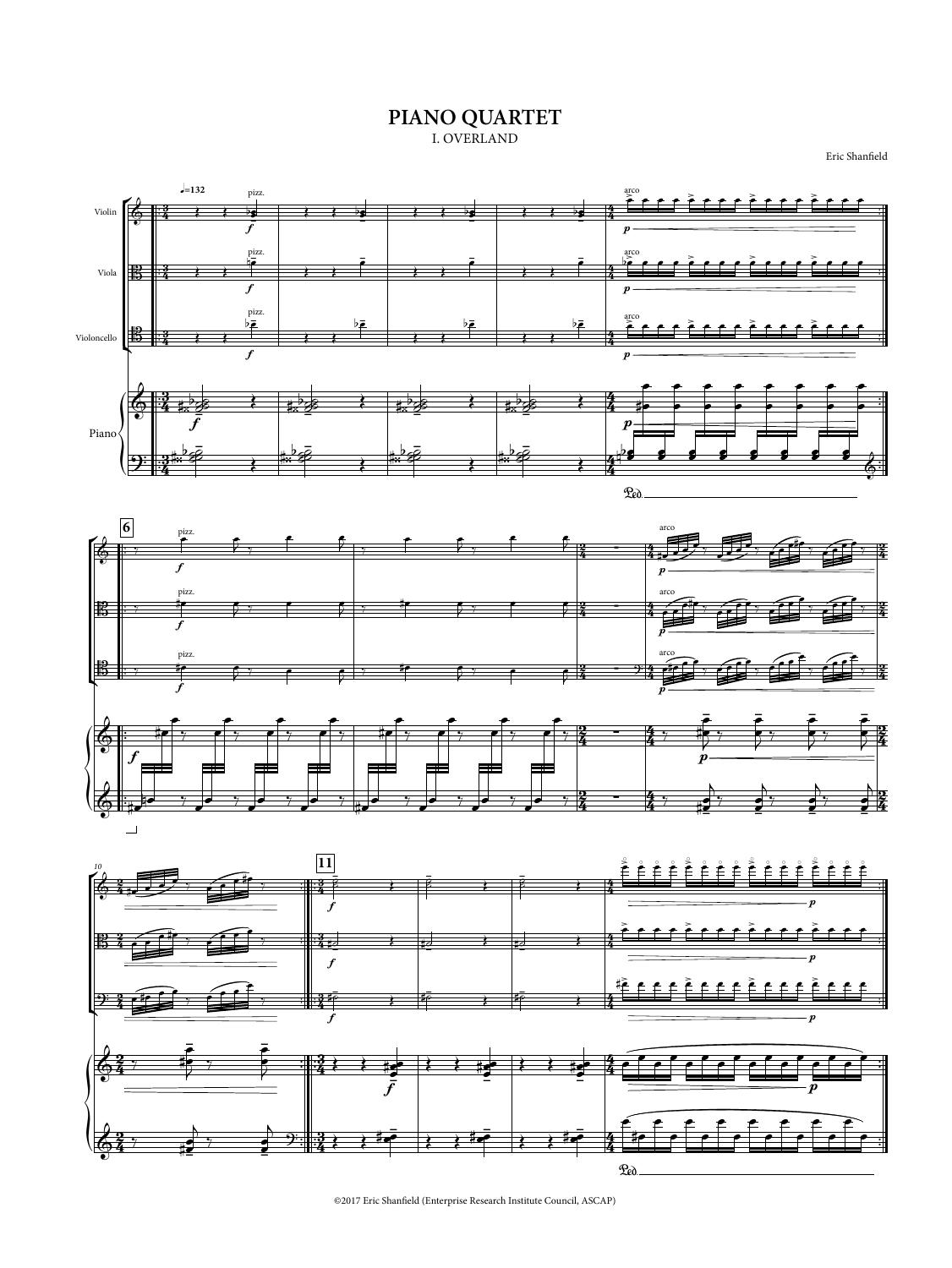# PIANO QUARTET

I. OVERLAND

Eric Shanfield

©2017 Eric Shanfield (Enterprise Research Institute Council, ASCAP)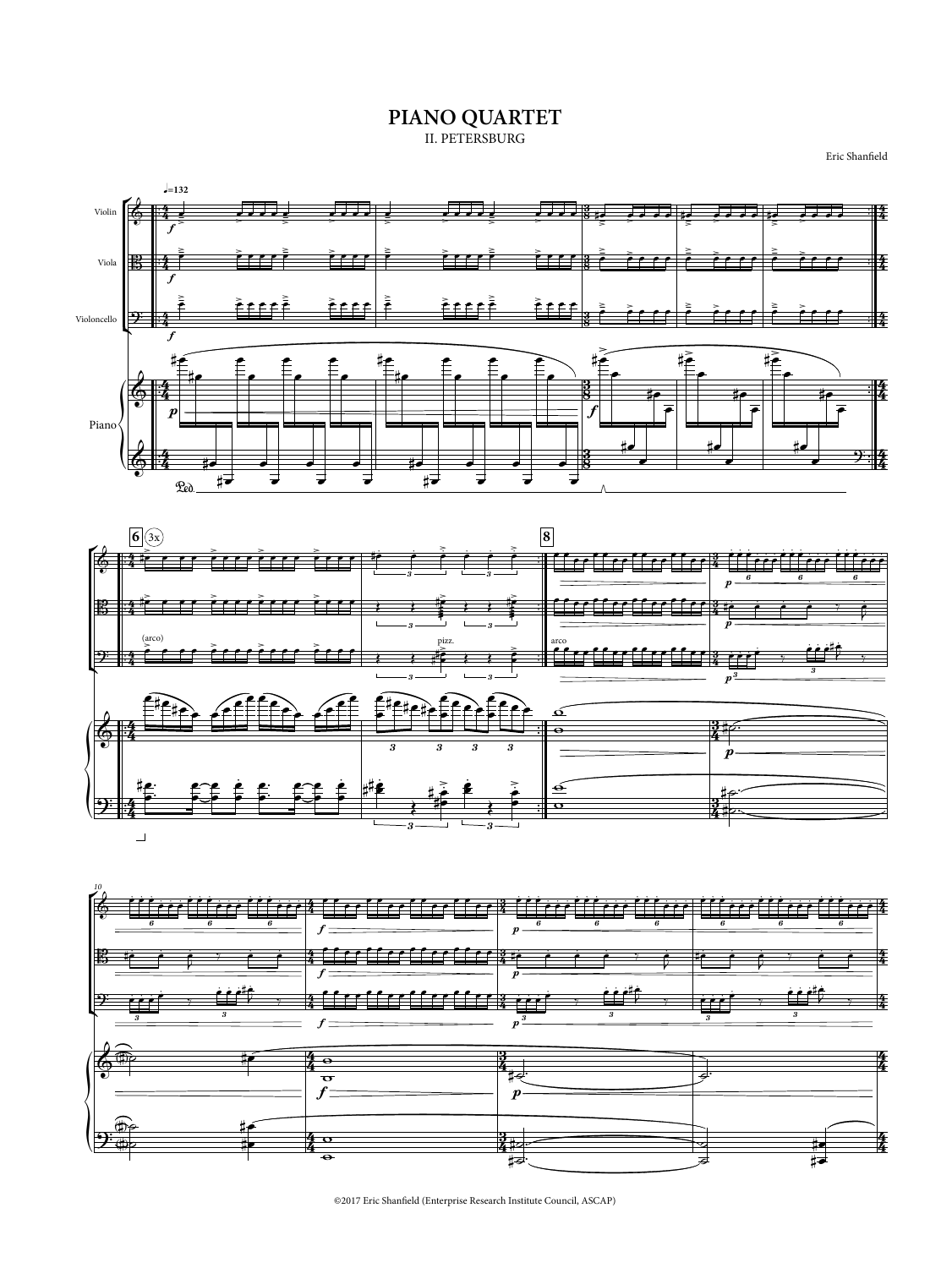# PIANO QUARTET

II. PETERSBURG

Eric Shanfield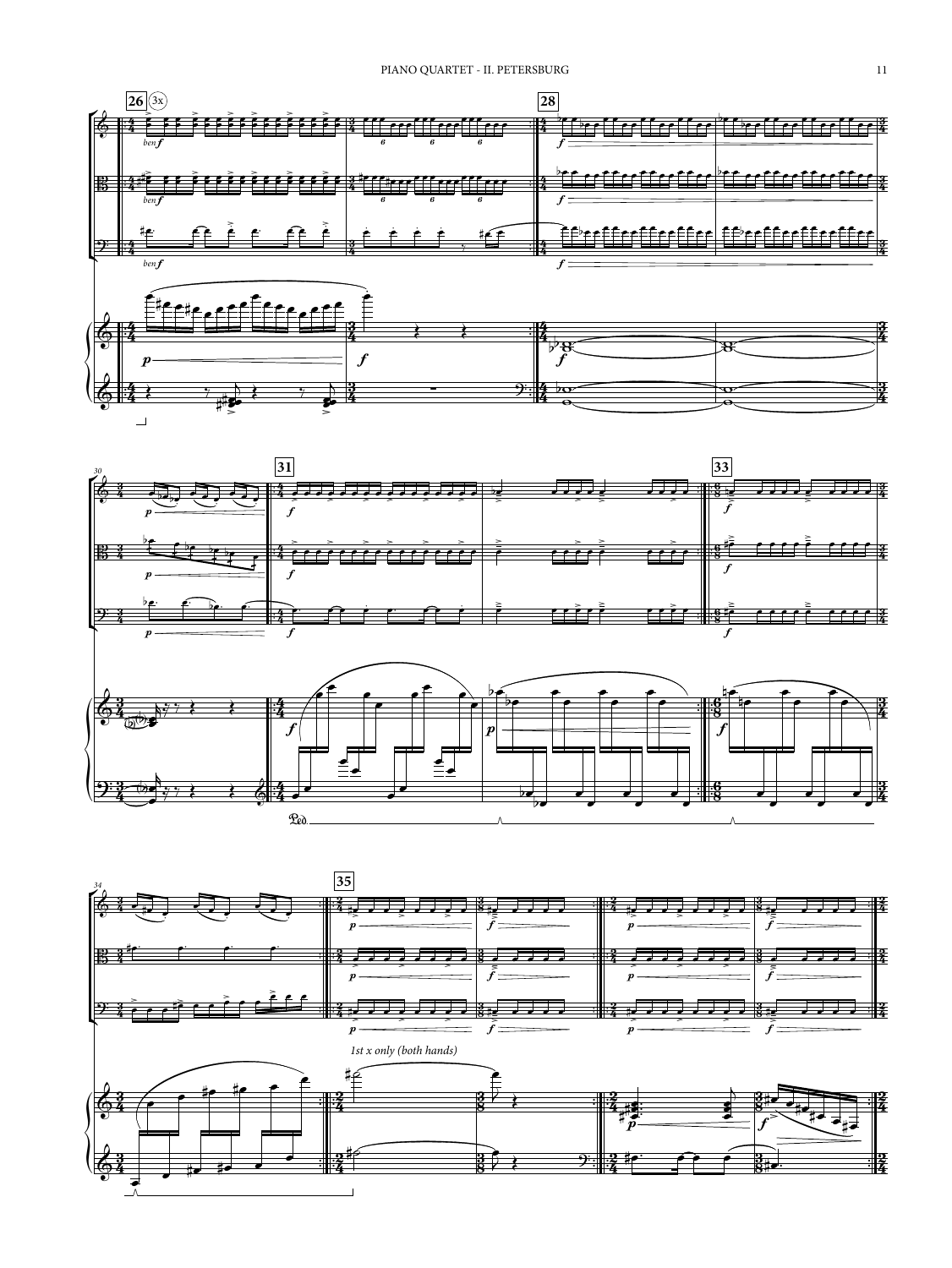26 (3x)

*ben f*

28

*f*

30

*p*

31

*f*

33

34

35

*1st x only (both hands)*

*p*

*f*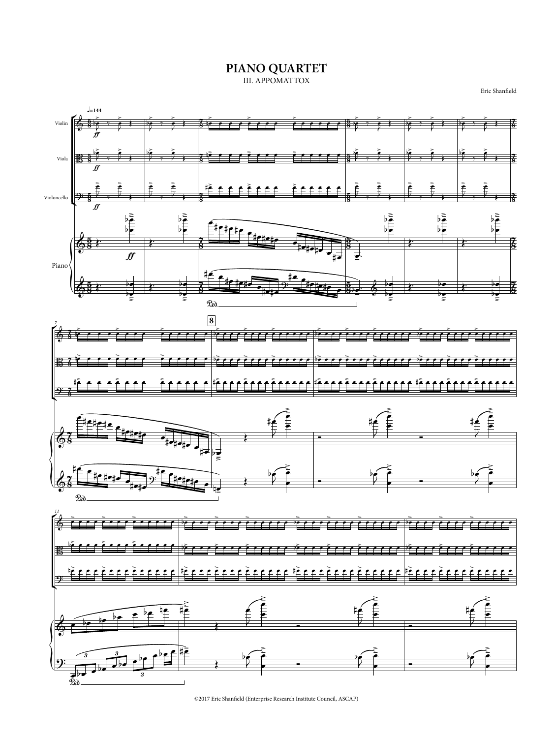# PIANO QUARTET

III. APPOMATTOX

Eric Shanfield

©2017 Eric Shanfield (Enterprise Research Institute Council, ASCAP)